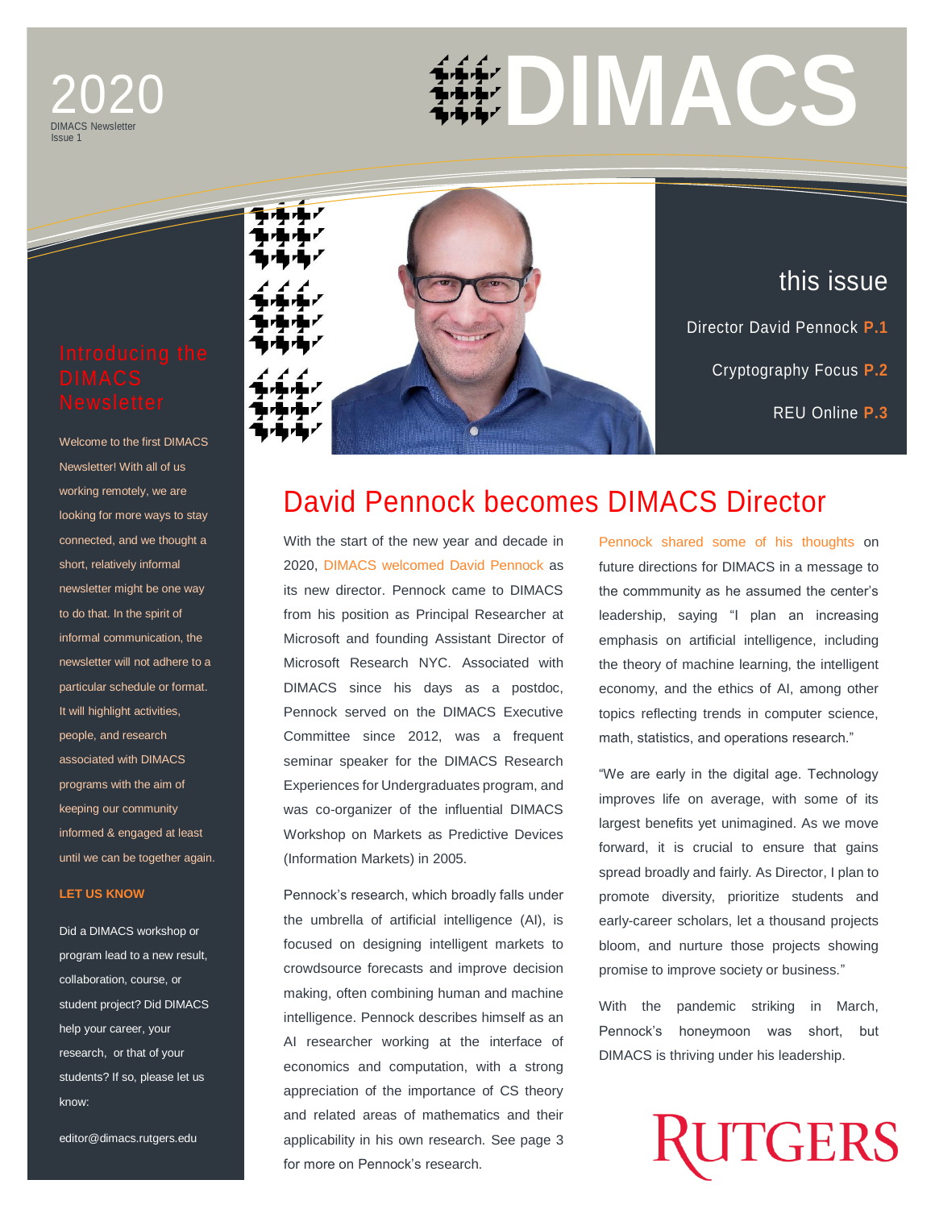# DIMACS

2020
DIMACS Newsletter
Issue 1

## this issue

Director David Pennock **P.1**

Cryptography Focus **P.2**

REU Online **P.3**

## Introducing the DIMACS Newsletter

Welcome to the first DIMACS Newsletter! With all of us working remotely, we are looking for more ways to stay connected, and we thought a short, relatively informal newsletter might be one way to do that. In the spirit of informal communication, the newsletter will not adhere to a particular schedule or format. It will highlight activities, people, and research associated with DIMACS programs with the aim of keeping our community informed & engaged at least until we can be together again.

**LET US KNOW**

Did a DIMACS workshop or program lead to a new result, collaboration, course, or student project? Did DIMACS help your career, your research, or that of your students? If so, please let us know:

editor@dimacs.rutgers.edu

# David Pennock becomes DIMACS Director

With the start of the new year and decade in 2020, DIMACS welcomed David Pennock as its new director. Pennock came to DIMACS from his position as Principal Researcher at Microsoft and founding Assistant Director of Microsoft Research NYC. Associated with DIMACS since his days as a postdoc, Pennock served on the DIMACS Executive Committee since 2012, was a frequent seminar speaker for the DIMACS Research Experiences for Undergraduates program, and was co-organizer of the influential DIMACS Workshop on Markets as Predictive Devices (Information Markets) in 2005.

Pennock's research, which broadly falls under the umbrella of artificial intelligence (AI), is focused on designing intelligent markets to crowdsource forecasts and improve decision making, often combining human and machine intelligence. Pennock describes himself as an AI researcher working at the interface of economics and computation, with a strong appreciation of the importance of CS theory and related areas of mathematics and their applicability in his own research. See page 3 for more on Pennock's research.

Pennock shared some of his thoughts on future directions for DIMACS in a message to the commmunity as he assumed the center's leadership, saying "I plan an increasing emphasis on artificial intelligence, including the theory of machine learning, the intelligent economy, and the ethics of AI, among other topics reflecting trends in computer science, math, statistics, and operations research."

"We are early in the digital age. Technology improves life on average, with some of its largest benefits yet unimagined. As we move forward, it is crucial to ensure that gains spread broadly and fairly. As Director, I plan to promote diversity, prioritize students and early-career scholars, let a thousand projects bloom, and nurture those projects showing promise to improve society or business."

With the pandemic striking in March, Pennock's honeymoon was short, but DIMACS is thriving under his leadership.

RUTGERS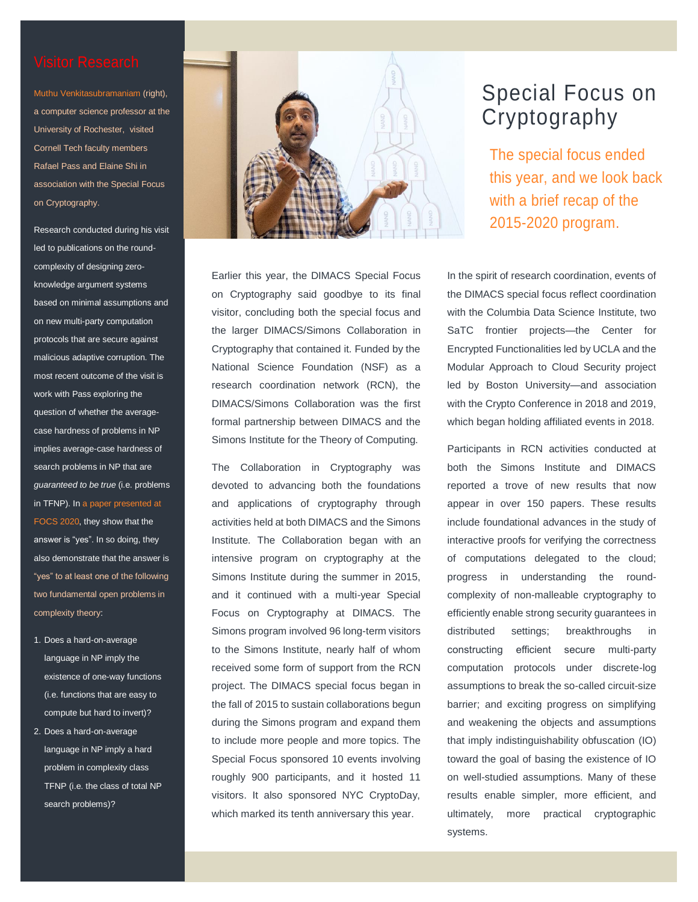# Special Focus on Cryptography

The special focus ended this year, and we look back with a brief recap of the 2015-2020 program.

Earlier this year, the DIMACS Special Focus on Cryptography said goodbye to its final visitor, concluding both the special focus and the larger DIMACS/Simons Collaboration in Cryptography that contained it. Funded by the National Science Foundation (NSF) as a research coordination network (RCN), the DIMACS/Simons Collaboration was the first formal partnership between DIMACS and the Simons Institute for the Theory of Computing.

The Collaboration in Cryptography was devoted to advancing both the foundations and applications of cryptography through activities held at both DIMACS and the Simons Institute. The Collaboration began with an intensive program on cryptography at the Simons Institute during the summer in 2015, and it continued with a multi-year Special Focus on Cryptography at DIMACS. The Simons program involved 96 long-term visitors to the Simons Institute, nearly half of whom received some form of support from the RCN project. The DIMACS special focus began in the fall of 2015 to sustain collaborations begun during the Simons program and expand them to include more people and more topics. The Special Focus sponsored 10 events involving roughly 900 participants, and it hosted 11 visitors. It also sponsored NYC CryptoDay, which marked its tenth anniversary this year.

In the spirit of research coordination, events of the DIMACS special focus reflect coordination with the Columbia Data Science Institute, two SaTC frontier projects—the Center for Encrypted Functionalities led by UCLA and the Modular Approach to Cloud Security project led by Boston University—and association with the Crypto Conference in 2018 and 2019, which began holding affiliated events in 2018.

Participants in RCN activities conducted at both the Simons Institute and DIMACS reported a trove of new results that now appear in over 150 papers. These results include foundational advances in the study of interactive proofs for verifying the correctness of computations delegated to the cloud; progress in understanding the round-complexity of non-malleable cryptography to efficiently enable strong security guarantees in distributed settings; breakthroughs in constructing efficient secure multi-party computation protocols under discrete-log assumptions to break the so-called circuit-size barrier; and exciting progress on simplifying and weakening the objects and assumptions that imply indistinguishability obfuscation (IO) toward the goal of basing the existence of IO on well-studied assumptions. Many of these results enable simpler, more efficient, and ultimately, more practical cryptographic systems.

## Visitor Research

Muthu Venkitasubramaniam (right), a computer science professor at the University of Rochester, visited Cornell Tech faculty members Rafael Pass and Elaine Shi in association with the Special Focus on Cryptography.

Research conducted during his visit led to publications on the round-complexity of designing zero-knowledge argument systems based on minimal assumptions and on new multi-party computation protocols that are secure against malicious adaptive corruption. The most recent outcome of the visit is work with Pass exploring the question of whether the average-case hardness of problems in NP implies average-case hardness of search problems in NP that are *guaranteed to be true* (i.e. problems in TFNP). In a paper presented at FOCS 2020, they show that the answer is "yes". In so doing, they also demonstrate that the answer is "yes" to at least one of the following two fundamental open problems in complexity theory:

1. Does a hard-on-average language in NP imply the existence of one-way functions (i.e. functions that are easy to compute but hard to invert)?
2. Does a hard-on-average language in NP imply a hard problem in complexity class TFNP (i.e. the class of total NP search problems)?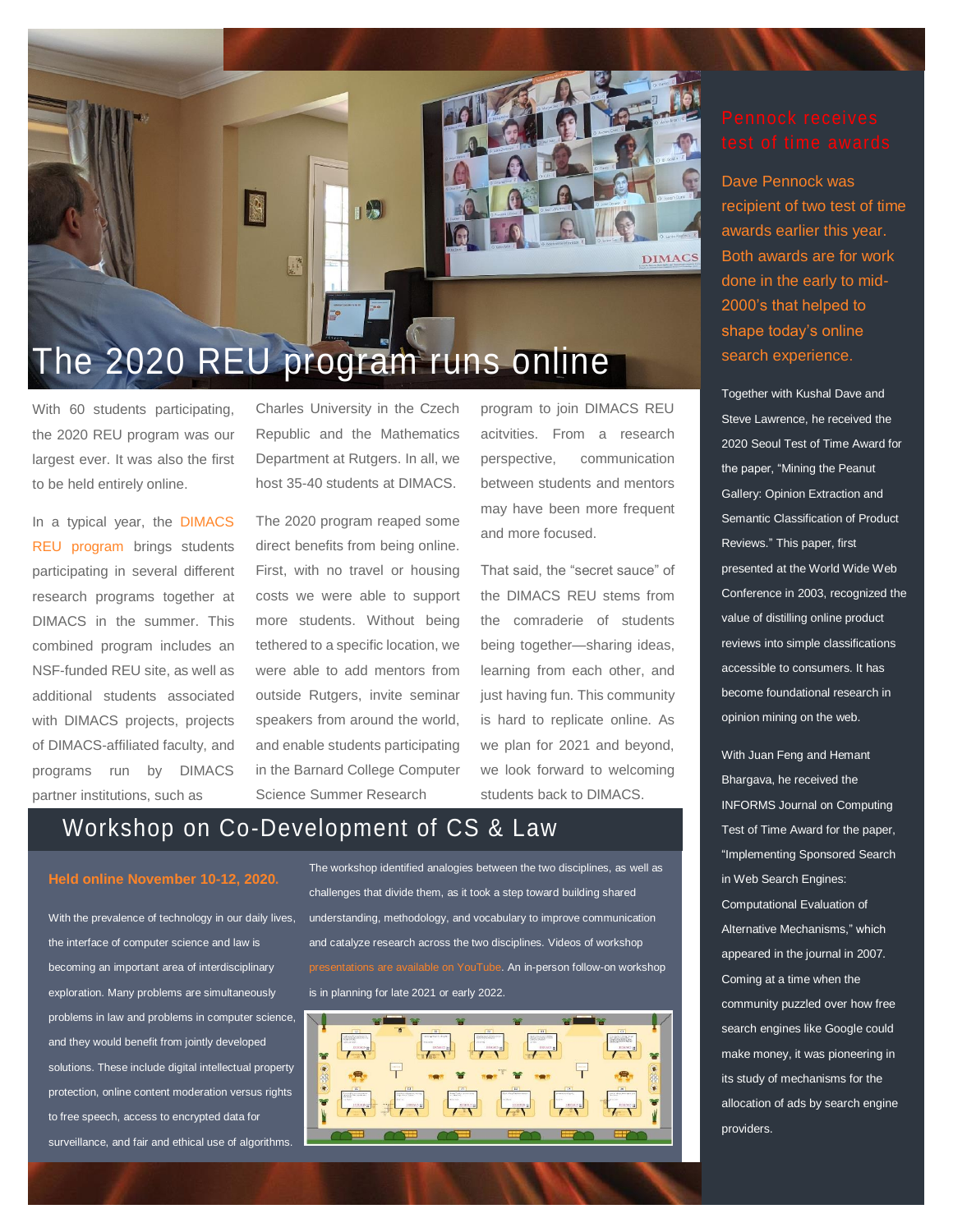# The 2020 REU program runs online

With 60 students participating, the 2020 REU program was our largest ever. It was also the first to be held entirely online.

In a typical year, the DIMACS REU program brings students participating in several different research programs together at DIMACS in the summer. This combined program includes an NSF-funded REU site, as well as additional students associated with DIMACS projects, projects of DIMACS-affiliated faculty, and programs run by DIMACS partner institutions, such as Charles University in the Czech Republic and the Mathematics Department at Rutgers. In all, we host 35-40 students at DIMACS.

The 2020 program reaped some direct benefits from being online. First, with no travel or housing costs we were able to support more students. Without being tethered to a specific location, we were able to add mentors from outside Rutgers, invite seminar speakers from around the world, and enable students participating in the Barnard College Computer Science Summer Research program to join DIMACS REU acitvities. From a research perspective, communication between students and mentors may have been more frequent and more focused.

That said, the "secret sauce" of the DIMACS REU stems from the comraderie of students being together—sharing ideas, learning from each other, and just having fun. This community is hard to replicate online. As we plan for 2021 and beyond, we look forward to welcoming students back to DIMACS.

## Workshop on Co-Development of CS & Law

**Held online November 10-12, 2020.**

With the prevalence of technology in our daily lives, the interface of computer science and law is becoming an important area of interdisciplinary exploration. Many problems are simultaneously problems in law and problems in computer science, and they would benefit from jointly developed solutions. These include digital intellectual property protection, online content moderation versus rights to free speech, access to encrypted data for surveillance, and fair and ethical use of algorithms.

The workshop identified analogies between the two disciplines, as well as challenges that divide them, as it took a step toward building shared understanding, methodology, and vocabulary to improve communication and catalyze research across the two disciplines. Videos of workshop presentations are available on YouTube. An in-person follow-on workshop is in planning for late 2021 or early 2022.

## Pennock receives test of time awards

Dave Pennock was recipient of two test of time awards earlier this year. Both awards are for work done in the early to mid-2000's that helped to shape today's online search experience.

Together with Kushal Dave and Steve Lawrence, he received the 2020 Seoul Test of Time Award for the paper, "Mining the Peanut Gallery: Opinion Extraction and Semantic Classification of Product Reviews." This paper, first presented at the World Wide Web Conference in 2003, recognized the value of distilling online product reviews into simple classifications accessible to consumers. It has become foundational research in opinion mining on the web.

With Juan Feng and Hemant Bhargava, he received the INFORMS Journal on Computing Test of Time Award for the paper, "Implementing Sponsored Search in Web Search Engines: Computational Evaluation of Alternative Mechanisms," which appeared in the journal in 2007. Coming at a time when the community puzzled over how free search engines like Google could make money, it was pioneering in its study of mechanisms for the allocation of ads by search engine providers.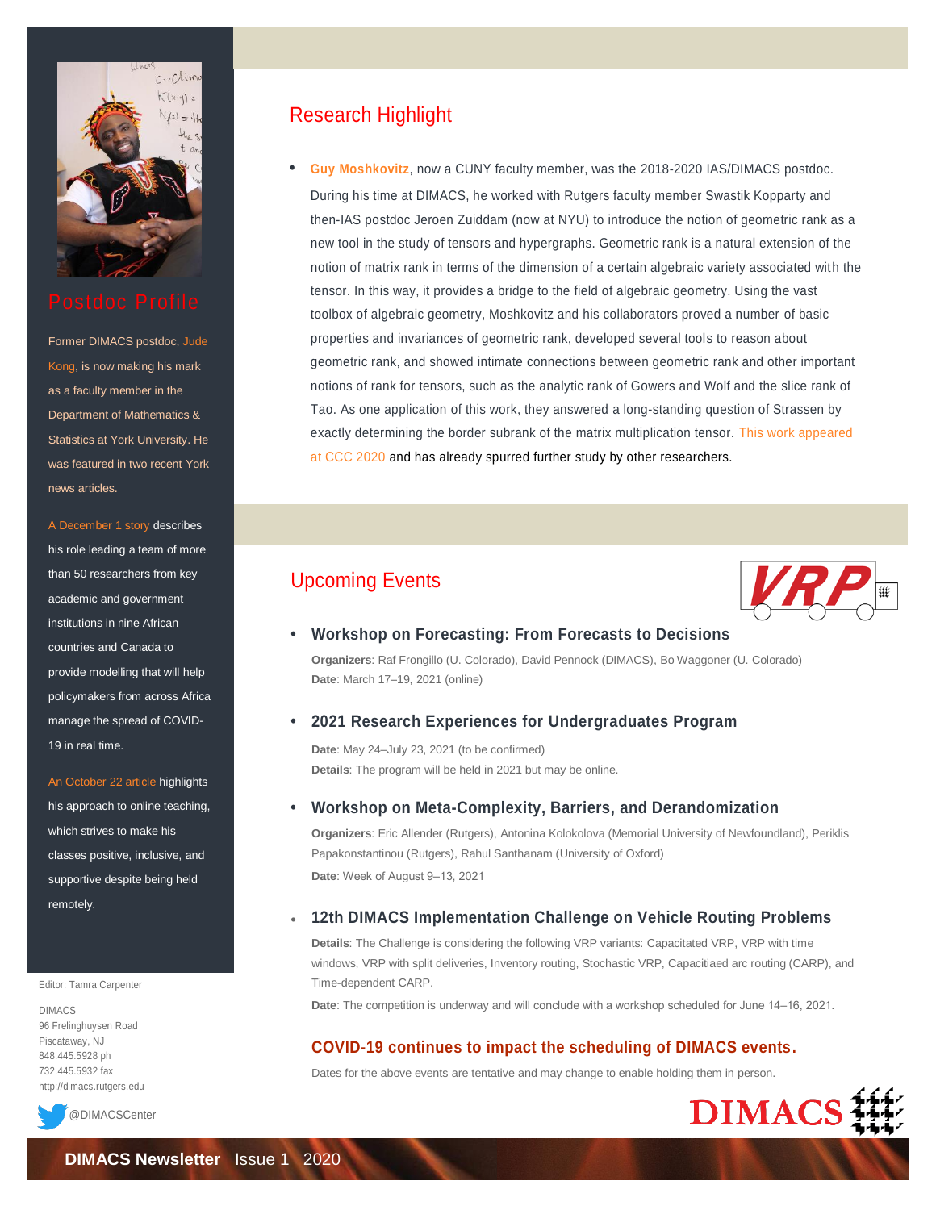## Postdoc Profile

Former DIMACS postdoc, Jude Kong, is now making his mark as a faculty member in the Department of Mathematics & Statistics at York University. He was featured in two recent York news articles.

A December 1 story describes his role leading a team of more than 50 researchers from key academic and government institutions in nine African countries and Canada to provide modelling that will help policymakers from across Africa manage the spread of COVID-19 in real time.

An October 22 article highlights his approach to online teaching, which strives to make his classes positive, inclusive, and supportive despite being held remotely.

Editor: Tamra Carpenter

DIMACS
96 Frelinghuysen Road
Piscataway, NJ
848.445.5928 ph
732.445.5932 fax
http://dimacs.rutgers.edu

@DIMACSCenter

## Research Highlight

- **Guy Moshkovitz**, now a CUNY faculty member, was the 2018-2020 IAS/DIMACS postdoc. During his time at DIMACS, he worked with Rutgers faculty member Swastik Kopparty and then-IAS postdoc Jeroen Zuiddam (now at NYU) to introduce the notion of geometric rank as a new tool in the study of tensors and hypergraphs. Geometric rank is a natural extension of the notion of matrix rank in terms of the dimension of a certain algebraic variety associated with the tensor. In this way, it provides a bridge to the field of algebraic geometry. Using the vast toolbox of algebraic geometry, Moshkovitz and his collaborators proved a number of basic properties and invariances of geometric rank, developed several tools to reason about geometric rank, and showed intimate connections between geometric rank and other important notions of rank for tensors, such as the analytic rank of Gowers and Wolf and the slice rank of Tao. As one application of this work, they answered a long-standing question of Strassen by exactly determining the border subrank of the matrix multiplication tensor. This work appeared at CCC 2020 and has already spurred further study by other researchers.

## Upcoming Events

- **Workshop on Forecasting: From Forecasts to Decisions**

  **Organizers**: Raf Frongillo (U. Colorado), David Pennock (DIMACS), Bo Waggoner (U. Colorado)
  **Date**: March 17–19, 2021 (online)

- **2021 Research Experiences for Undergraduates Program**

  **Date**: May 24–July 23, 2021 (to be confirmed)
  **Details**: The program will be held in 2021 but may be online.

- **Workshop on Meta-Complexity, Barriers, and Derandomization**

  **Organizers**: Eric Allender (Rutgers), Antonina Kolokolova (Memorial University of Newfoundland), Periklis Papakonstantinou (Rutgers), Rahul Santhanam (University of Oxford)
  **Date**: Week of August 9–13, 2021

- **12th DIMACS Implementation Challenge on Vehicle Routing Problems**

  **Details**: The Challenge is considering the following VRP variants: Capacitated VRP, VRP with time windows, VRP with split deliveries, Inventory routing, Stochastic VRP, Capacitiaed arc routing (CARP), and Time-dependent CARP.
  **Date**: The competition is underway and will conclude with a workshop scheduled for June 14–16, 2021.

**COVID-19 continues to impact the scheduling of DIMACS events.**

Dates for the above events are tentative and may change to enable holding them in person.

**DIMACS Newsletter** Issue 1 2020